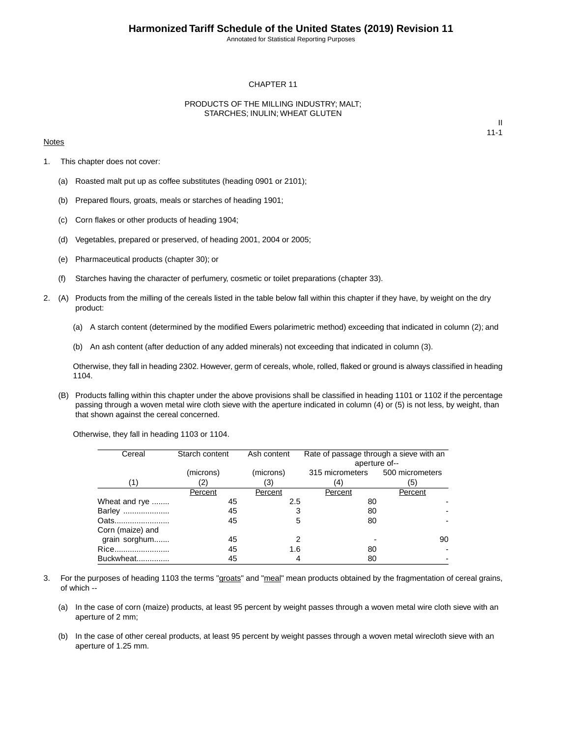# CHAPTER 11

## PRODUCTS OF THE MILLING INDUSTRY; MALT; STARCHES; INULIN; WHEAT GLUTEN

II
11-1

Notes

1. This chapter does not cover:

   (a) Roasted malt put up as coffee substitutes (heading 0901 or 2101);

   (b) Prepared flours, groats, meals or starches of heading 1901;

   (c) Corn flakes or other products of heading 1904;

   (d) Vegetables, prepared or preserved, of heading 2001, 2004 or 2005;

   (e) Pharmaceutical products (chapter 30); or

   (f) Starches having the character of perfumery, cosmetic or toilet preparations (chapter 33).

2. (A) Products from the milling of the cereals listed in the table below fall within this chapter if they have, by weight on the dry product:

   (a) A starch content (determined by the modified Ewers polarimetric method) exceeding that indicated in column (2); and

   (b) An ash content (after deduction of any added minerals) not exceeding that indicated in column (3).

   Otherwise, they fall in heading 2302. However, germ of cereals, whole, rolled, flaked or ground is always classified in heading 1104.

   (B) Products falling within this chapter under the above provisions shall be classified in heading 1101 or 1102 if the percentage passing through a woven metal wire cloth sieve with the aperture indicated in column (4) or (5) is not less, by weight, than that shown against the cereal concerned.

   Otherwise, they fall in heading 1103 or 1104.

| Cereal | Starch content | Ash content | Rate of passage through a sieve with an aperture of-- | |
|---|---|---|---|---|
| | (microns) | (microns) | 315 micrometers | 500 micrometers |
| (1) | (2) | (3) | (4) | (5) |
| | Percent | Percent | Percent | Percent |
| Wheat and rye ........ | 45 | 2.5 | 80 | - |
| Barley ..................... | 45 | 3 | 80 | - |
| Oats......................... | 45 | 5 | 80 | - |
| Corn (maize) and grain sorghum....... | 45 | 2 | - | 90 |
| Rice......................... | 45 | 1.6 | 80 | - |
| Buckwheat.............. | 45 | 4 | 80 | - |

3. For the purposes of heading 1103 the terms "groats" and "meal" mean products obtained by the fragmentation of cereal grains, of which --

   (a) In the case of corn (maize) products, at least 95 percent by weight passes through a woven metal wire cloth sieve with an aperture of 2 mm;

   (b) In the case of other cereal products, at least 95 percent by weight passes through a woven metal wirecloth sieve with an aperture of 1.25 mm.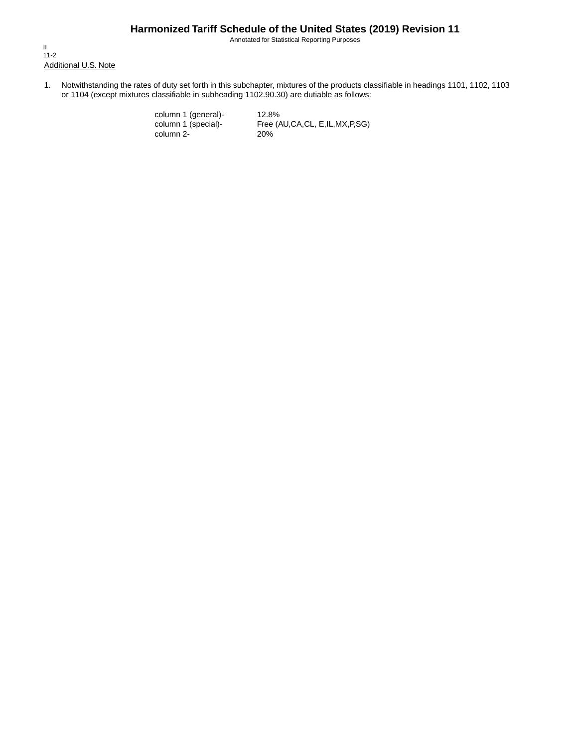Additional U.S. Note

1. Notwithstanding the rates of duty set forth in this subchapter, mixtures of the products classifiable in headings 1101, 1102, 1103 or 1104 (except mixtures classifiable in subheading 1102.90.30) are dutiable as follows:

| | |
|---|---|
| column 1 (general)- | 12.8% |
| column 1 (special)- | Free (AU,CA,CL, E,IL,MX,P,SG) |
| column 2- | 20% |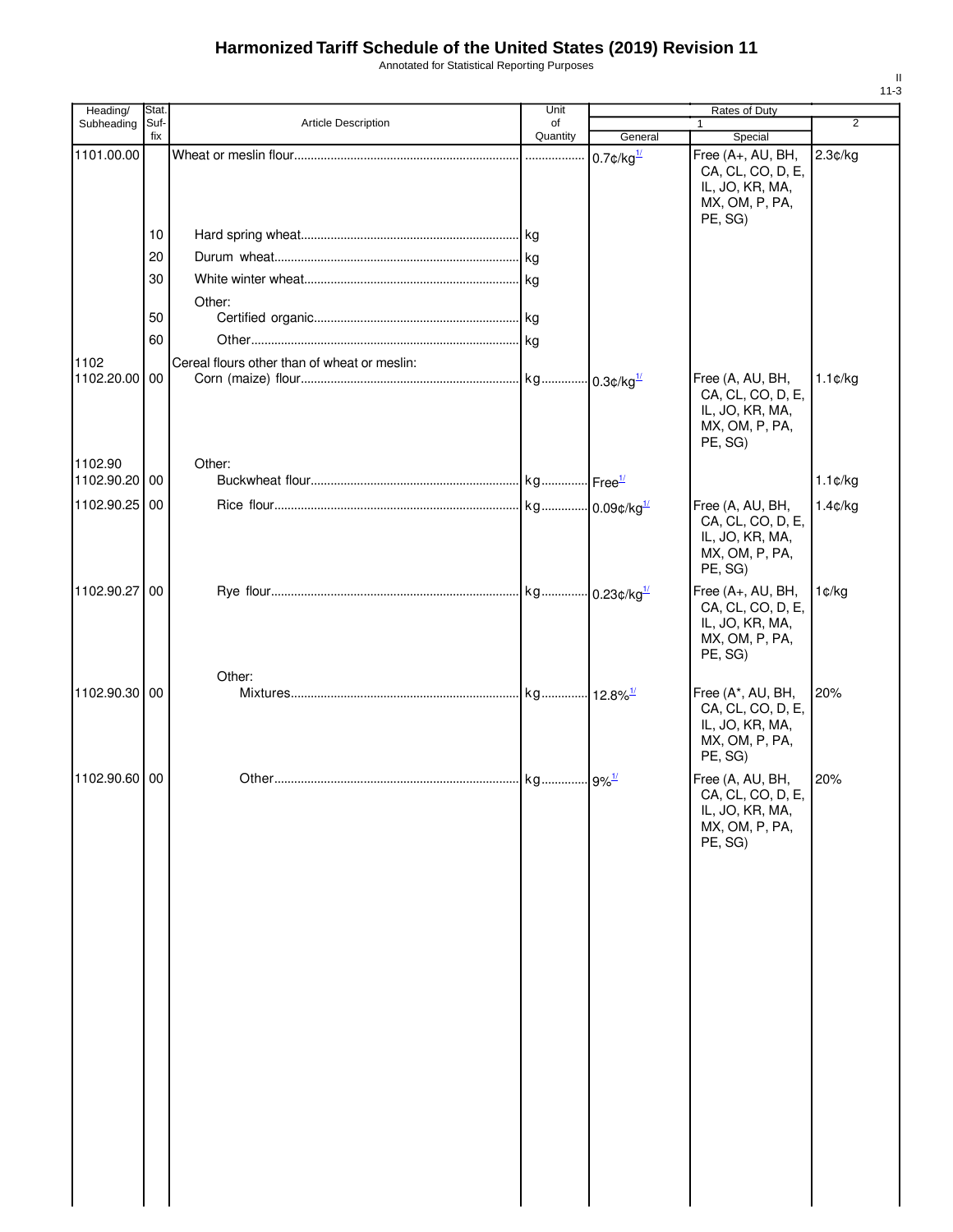# Harmonized Tariff Schedule of the United States (2019) Revision 11

Annotated for Statistical Reporting Purposes

| Heading/ Subheading | Stat. Suf- fix | Article Description | Unit of Quantity | Rates of Duty | | |
|---|---|---|---|---|---|---|
| | | | | 1 | | 2 |
| | | | | General | Special | |
| 1101.00.00 | | Wheat or meslin flour | | 0.7¢/kg[1/] | Free (A+, AU, BH, CA, CL, CO, D, E, IL, JO, KR, MA, MX, OM, P, PA, PE, SG) | 2.3¢/kg |
| | 10 | Hard spring wheat | kg | | | |
| | 20 | Durum wheat | kg | | | |
| | 30 | White winter wheat | kg | | | |
| | | Other: | | | | |
| | 50 | Certified organic | kg | | | |
| | 60 | Other | kg | | | |
| 1102 | | Cereal flours other than of wheat or meslin: | | | | |
| 1102.20.00 | 00 | Corn (maize) flour | kg | 0.3¢/kg[1/] | Free (A, AU, BH, CA, CL, CO, D, E, IL, JO, KR, MA, MX, OM, P, PA, PE, SG) | 1.1¢/kg |
| 1102.90 | | Other: | | | | |
| 1102.90.20 | 00 | Buckwheat flour | kg | Free[1/] | | 1.1¢/kg |
| 1102.90.25 | 00 | Rice flour | kg | 0.09¢/kg[1/] | Free (A, AU, BH, CA, CL, CO, D, E, IL, JO, KR, MA, MX, OM, P, PA, PE, SG) | 1.4¢/kg |
| 1102.90.27 | 00 | Rye flour | kg | 0.23¢/kg[1/] | Free (A+, AU, BH, CA, CL, CO, D, E, IL, JO, KR, MA, MX, OM, P, PA, PE, SG) | 1¢/kg |
| | | Other: | | | | |
| 1102.90.30 | 00 | Mixtures | kg | 12.8%[1/] | Free (A*, AU, BH, CA, CL, CO, D, E, IL, JO, KR, MA, MX, OM, P, PA, PE, SG) | 20% |
| 1102.90.60 | 00 | Other | kg | 9%[1/] | Free (A, AU, BH, CA, CL, CO, D, E, IL, JO, KR, MA, MX, OM, P, PA, PE, SG) | 20% |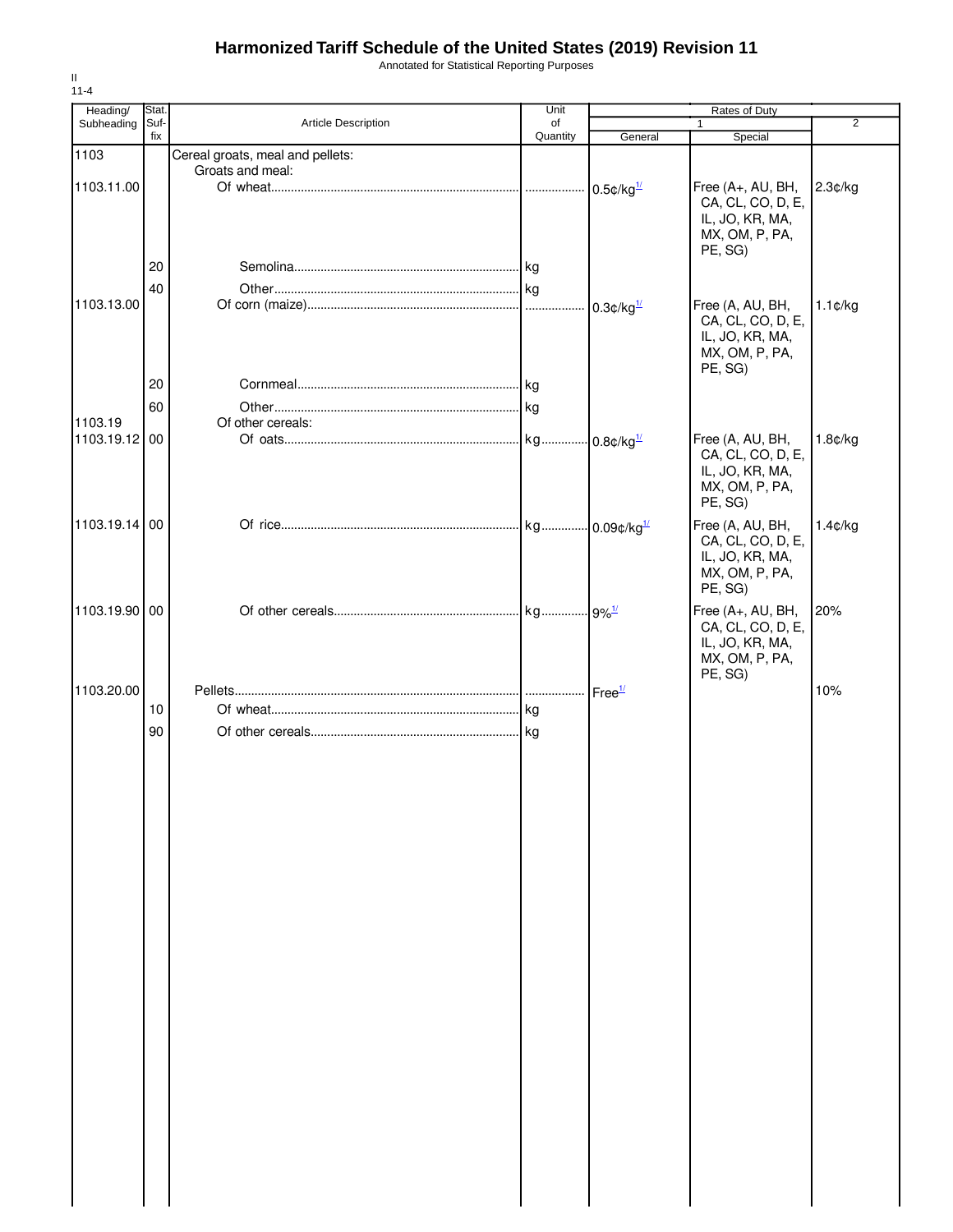# Harmonized Tariff Schedule of the United States (2019) Revision 11

Annotated for Statistical Reporting Purposes

II
11-4

| Heading/ Subheading | Stat. Suf-fix | Article Description | Unit of Quantity | Rates of Duty 1 General | Rates of Duty 1 Special | Rates of Duty 2 |
|---|---|---|---|---|---|---|
| 1103 | | Cereal groats, meal and pellets: | | | | |
| | | Groats and meal: | | | | |
| 1103.11.00 | | Of wheat | | 0.5¢/kg[1/] | Free (A+, AU, BH, CA, CL, CO, D, E, IL, JO, KR, MA, MX, OM, P, PA, PE, SG) | 2.3¢/kg |
| | 20 | Semolina | kg | | | |
| | 40 | Other | kg | | | |
| 1103.13.00 | | Of corn (maize) | | 0.3¢/kg[1/] | Free (A, AU, BH, CA, CL, CO, D, E, IL, JO, KR, MA, MX, OM, P, PA, PE, SG) | 1.1¢/kg |
| | 20 | Cornmeal | kg | | | |
| | 60 | Other | kg | | | |
| 1103.19 | | Of other cereals: | | | | |
| 1103.19.12 | 00 | Of oats | kg | 0.8¢/kg[1/] | Free (A, AU, BH, CA, CL, CO, D, E, IL, JO, KR, MA, MX, OM, P, PA, PE, SG) | 1.8¢/kg |
| 1103.19.14 | 00 | Of rice | kg | 0.09¢/kg[1/] | Free (A, AU, BH, CA, CL, CO, D, E, IL, JO, KR, MA, MX, OM, P, PA, PE, SG) | 1.4¢/kg |
| 1103.19.90 | 00 | Of other cereals | kg | 9%[1/] | Free (A+, AU, BH, CA, CL, CO, D, E, IL, JO, KR, MA, MX, OM, P, PA, PE, SG) | 20% |
| 1103.20.00 | | Pellets | | Free[1/] | | 10% |
| | 10 | Of wheat | kg | | | |
| | 90 | Of other cereals | kg | | | |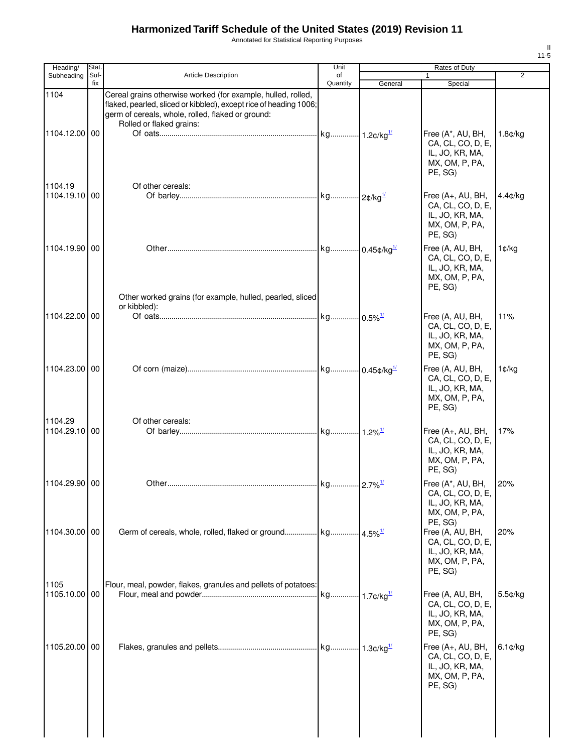# Harmonized Tariff Schedule of the United States (2019) Revision 11

Annotated for Statistical Reporting Purposes

| Heading/ Subheading | Stat. Suf- fix | Article Description | Unit of Quantity | Rates of Duty 1 General | Special | 2 |
|---|---|---|---|---|---|---|
| 1104 | | Cereal grains otherwise worked (for example, hulled, rolled, flaked, pearled, sliced or kibbled), except rice of heading 1006; germ of cereals, whole, rolled, flaked or ground: | | | | |
| | | Rolled or flaked grains: | | | | |
| 1104.12.00 | 00 | Of oats | kg | 1.2¢/kg[1/] | Free (A*, AU, BH, CA, CL, CO, D, E, IL, JO, KR, MA, MX, OM, P, PA, PE, SG) | 1.8¢/kg |
| 1104.19 | | Of other cereals: | | | | |
| 1104.19.10 | 00 | Of barley | kg | 2¢/kg[1/] | Free (A+, AU, BH, CA, CL, CO, D, E, IL, JO, KR, MA, MX, OM, P, PA, PE, SG) | 4.4¢/kg |
| 1104.19.90 | 00 | Other | kg | 0.45¢/kg[1/] | Free (A, AU, BH, CA, CL, CO, D, E, IL, JO, KR, MA, MX, OM, P, PA, PE, SG) | 1¢/kg |
| | | Other worked grains (for example, hulled, pearled, sliced or kibbled): | | | | |
| 1104.22.00 | 00 | Of oats | kg | 0.5%[1/] | Free (A, AU, BH, CA, CL, CO, D, E, IL, JO, KR, MA, MX, OM, P, PA, PE, SG) | 11% |
| 1104.23.00 | 00 | Of corn (maize) | kg | 0.45¢/kg[1/] | Free (A, AU, BH, CA, CL, CO, D, E, IL, JO, KR, MA, MX, OM, P, PA, PE, SG) | 1¢/kg |
| 1104.29 | | Of other cereals: | | | | |
| 1104.29.10 | 00 | Of barley | kg | 1.2%[1/] | Free (A+, AU, BH, CA, CL, CO, D, E, IL, JO, KR, MA, MX, OM, P, PA, PE, SG) | 17% |
| 1104.29.90 | 00 | Other | kg | 2.7%[1/] | Free (A*, AU, BH, CA, CL, CO, D, E, IL, JO, KR, MA, MX, OM, P, PA, PE, SG) | 20% |
| 1104.30.00 | 00 | Germ of cereals, whole, rolled, flaked or ground | kg | 4.5%[1/] | Free (A, AU, BH, CA, CL, CO, D, E, IL, JO, KR, MA, MX, OM, P, PA, PE, SG) | 20% |
| 1105 | | Flour, meal, powder, flakes, granules and pellets of potatoes: | | | | |
| 1105.10.00 | 00 | Flour, meal and powder | kg | 1.7¢/kg[1/] | Free (A, AU, BH, CA, CL, CO, D, E, IL, JO, KR, MA, MX, OM, P, PA, PE, SG) | 5.5¢/kg |
| 1105.20.00 | 00 | Flakes, granules and pellets | kg | 1.3¢/kg[1/] | Free (A+, AU, BH, CA, CL, CO, D, E, IL, JO, KR, MA, MX, OM, P, PA, PE, SG) | 6.1¢/kg |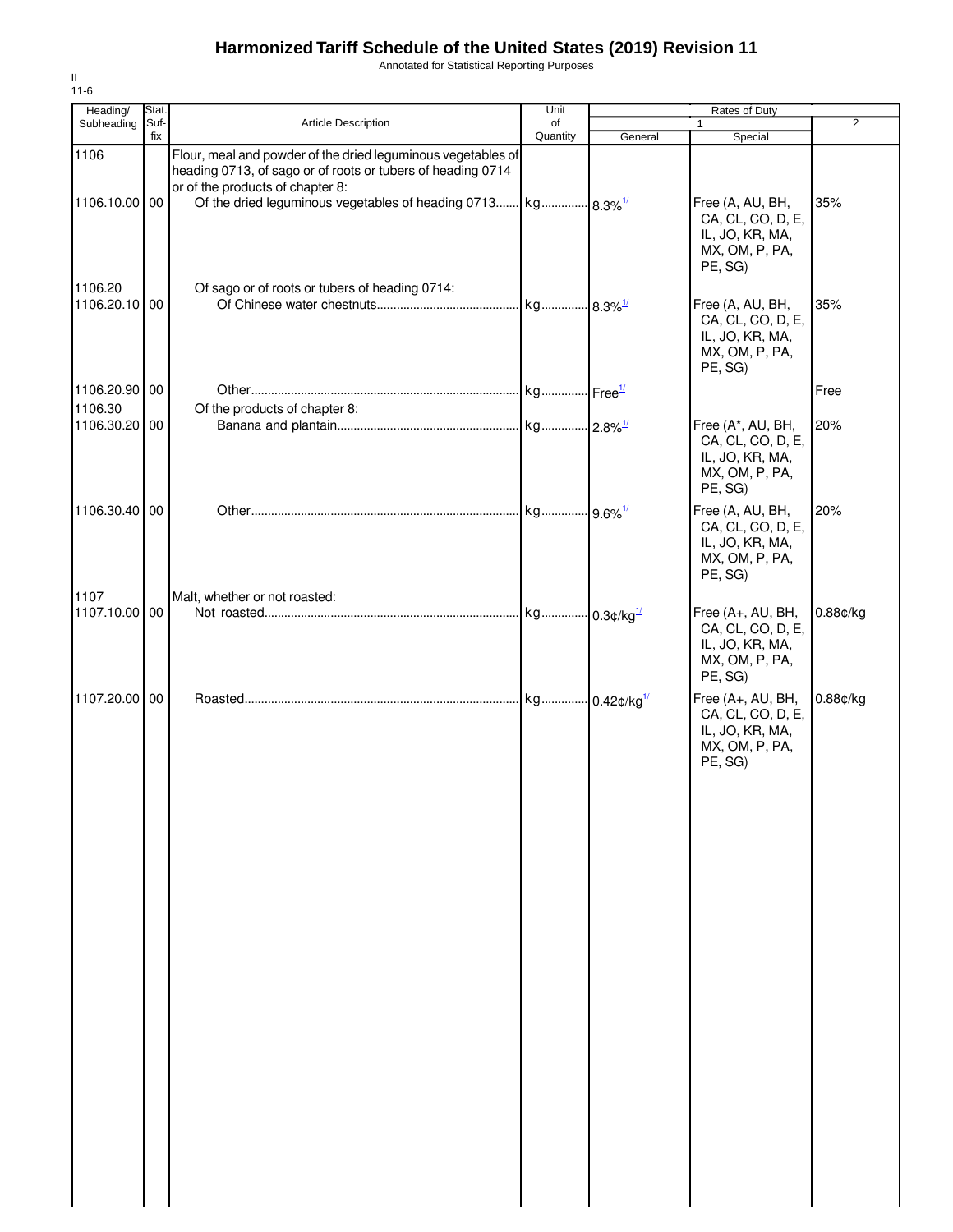# Harmonized Tariff Schedule of the United States (2019) Revision 11

Annotated for Statistical Reporting Purposes

II
11-6

| Heading/ Subheading | Stat. Suf- fix | Article Description | Unit of Quantity | Rates of Duty 1 General | Special | 2 |
|---|---|---|---|---|---|---|
| 1106 | | Flour, meal and powder of the dried leguminous vegetables of heading 0713, of sago or of roots or tubers of heading 0714 or of the products of chapter 8: | | | | |
| 1106.10.00 | 00 | Of the dried leguminous vegetables of heading 0713 | kg | 8.3%[1/] | Free (A, AU, BH, CA, CL, CO, D, E, IL, JO, KR, MA, MX, OM, P, PA, PE, SG) | 35% |
| 1106.20 | | Of sago or of roots or tubers of heading 0714: | | | | |
| 1106.20.10 | 00 | Of Chinese water chestnuts | kg | 8.3%[1/] | Free (A, AU, BH, CA, CL, CO, D, E, IL, JO, KR, MA, MX, OM, P, PA, PE, SG) | 35% |
| 1106.20.90 | 00 | Other | kg | Free[1/] | | Free |
| 1106.30 | | Of the products of chapter 8: | | | | |
| 1106.30.20 | 00 | Banana and plantain | kg | 2.8%[1/] | Free (A*, AU, BH, CA, CL, CO, D, E, IL, JO, KR, MA, MX, OM, P, PA, PE, SG) | 20% |
| 1106.30.40 | 00 | Other | kg | 9.6%[1/] | Free (A, AU, BH, CA, CL, CO, D, E, IL, JO, KR, MA, MX, OM, P, PA, PE, SG) | 20% |
| 1107 | | Malt, whether or not roasted: | | | | |
| 1107.10.00 | 00 | Not roasted | kg | 0.3¢/kg[1/] | Free (A+, AU, BH, CA, CL, CO, D, E, IL, JO, KR, MA, MX, OM, P, PA, PE, SG) | 0.88¢/kg |
| 1107.20.00 | 00 | Roasted | kg | 0.42¢/kg[1/] | Free (A+, AU, BH, CA, CL, CO, D, E, IL, JO, KR, MA, MX, OM, P, PA, PE, SG) | 0.88¢/kg |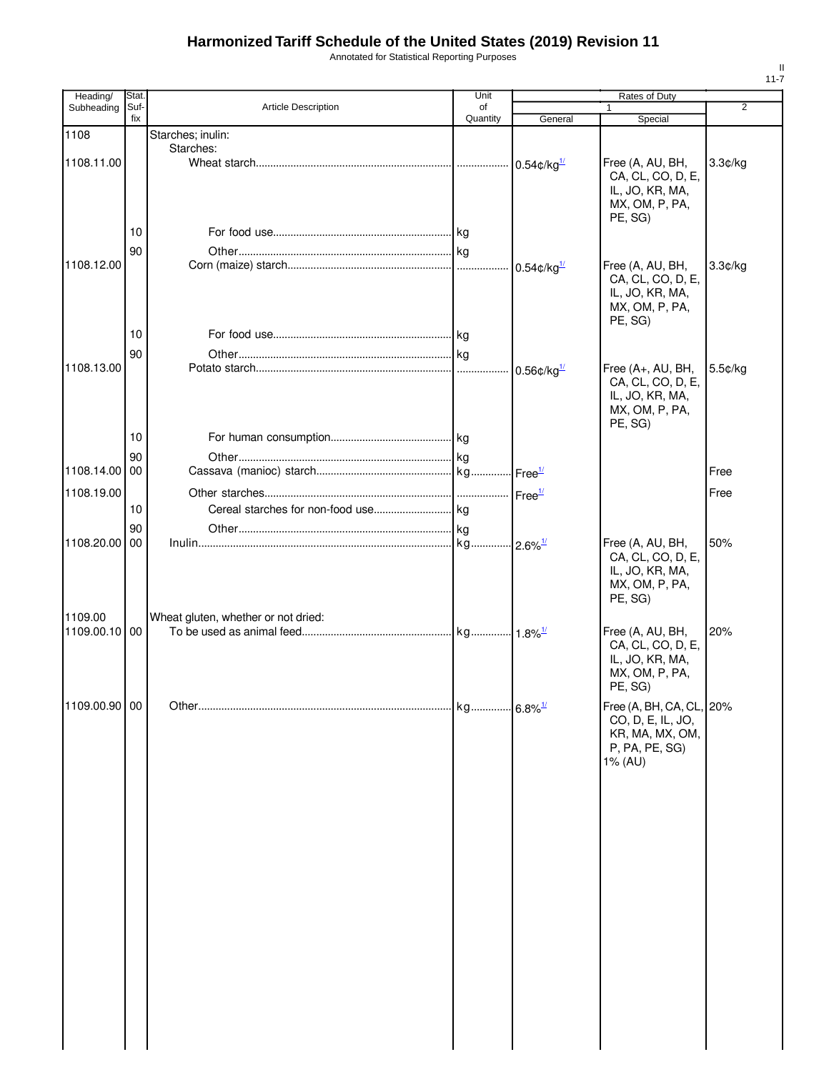# Harmonized Tariff Schedule of the United States (2019) Revision 11

Annotated for Statistical Reporting Purposes

| Heading/ Subheading | Stat. Suf- fix | Article Description | Unit of Quantity | Rates of Duty 1 General | Rates of Duty 1 Special | Rates of Duty 2 |
|---|---|---|---|---|---|---|
| 1108 | | Starches; inulin: | | | | |
| | | Starches: | | | | |
| 1108.11.00 | | Wheat starch | | 0.54¢/kg[1/] | Free (A, AU, BH, CA, CL, CO, D, E, IL, JO, KR, MA, MX, OM, P, PA, PE, SG) | 3.3¢/kg |
| | 10 | For food use | kg | | | |
| | 90 | Other | kg | | | |
| 1108.12.00 | | Corn (maize) starch | | 0.54¢/kg[1/] | Free (A, AU, BH, CA, CL, CO, D, E, IL, JO, KR, MA, MX, OM, P, PA, PE, SG) | 3.3¢/kg |
| | 10 | For food use | kg | | | |
| | 90 | Other | kg | | | |
| 1108.13.00 | | Potato starch | | 0.56¢/kg[1/] | Free (A+, AU, BH, CA, CL, CO, D, E, IL, JO, KR, MA, MX, OM, P, PA, PE, SG) | 5.5¢/kg |
| | 10 | For human consumption | kg | | | |
| | 90 | Other | kg | | | |
| 1108.14.00 | 00 | Cassava (manioc) starch | kg | Free[1/] | | Free |
| 1108.19.00 | | Other starches | | Free[1/] | | Free |
| | 10 | Cereal starches for non-food use | kg | | | |
| | 90 | Other | kg | | | |
| 1108.20.00 | 00 | Inulin | kg | 2.6%[1/] | Free (A, AU, BH, CA, CL, CO, D, E, IL, JO, KR, MA, MX, OM, P, PA, PE, SG) | 50% |
| 1109.00 | | Wheat gluten, whether or not dried: | | | | |
| 1109.00.10 | 00 | To be used as animal feed | kg | 1.8%[1/] | Free (A, AU, BH, CA, CL, CO, D, E, IL, JO, KR, MA, MX, OM, P, PA, PE, SG) | 20% |
| 1109.00.90 | 00 | Other | kg | 6.8%[1/] | Free (A, BH, CA, CL, CO, D, E, IL, JO, KR, MA, MX, OM, P, PA, PE, SG) 1% (AU) | 20% |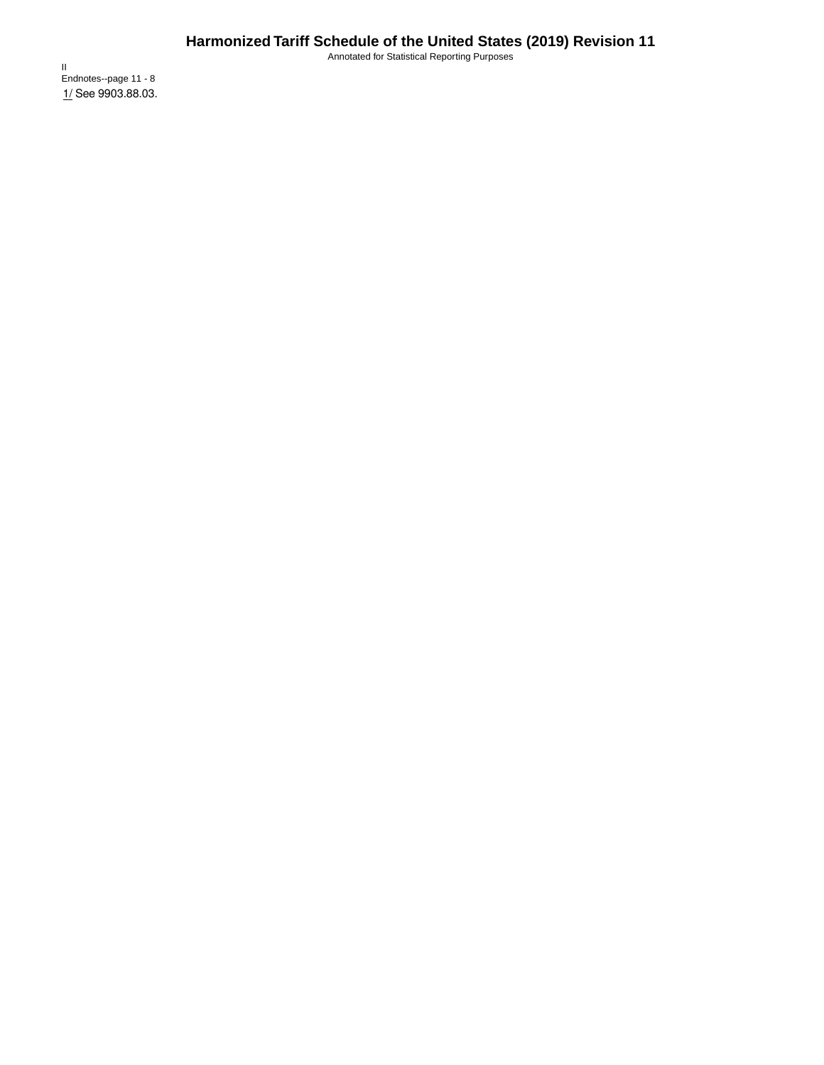1/ See 9903.88.03.